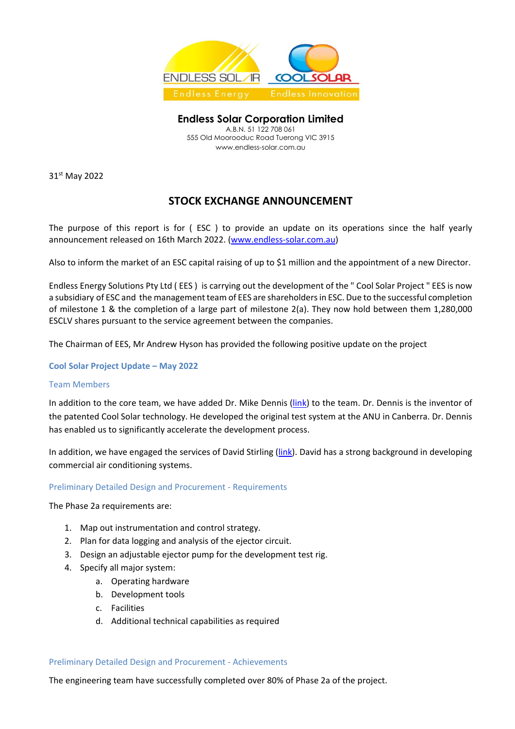Endless Solar Corporation Limited

A.B.N. 51 122 708 061

555 Old Moorooduc Road Tuerong VIC 3915

www.endless-solar.com.au

31st May 2022

# STOCK EXCHANGE ANNOUNCEMENT

The purpose of this report is for ( ESC ) to provide an update on its operations since the half yearly announcement released on 16th March 2022. (www.endless-solar.com.au)

Also to inform the market of an ESC capital raising of up to $1 million and the appointment of a new Director.

Endless Energy Solutions Pty Ltd ( EES ) is carrying out the development of the " Cool Solar Project " EES is now a subsidiary of ESC and the management team of EES are shareholders in ESC. Due to the successful completion of milestone 1 & the completion of a large part of milestone 2(a). They now hold between them 1,280,000 ESCLV shares pursuant to the service agreement between the companies.

The Chairman of EES, Mr Andrew Hyson has provided the following positive update on the project

## Cool Solar Project Update – May 2022

### Team Members

In addition to the core team, we have added Dr. Mike Dennis (link) to the team. Dr. Dennis is the inventor of the patented Cool Solar technology. He developed the original test system at the ANU in Canberra. Dr. Dennis has enabled us to significantly accelerate the development process.

In addition, we have engaged the services of David Stirling (link). David has a strong background in developing commercial air conditioning systems.

### Preliminary Detailed Design and Procurement - Requirements

The Phase 2a requirements are:

1. Map out instrumentation and control strategy.
2. Plan for data logging and analysis of the ejector circuit.
3. Design an adjustable ejector pump for the development test rig.
4. Specify all major system:
    a. Operating hardware
    b. Development tools
    c. Facilities
    d. Additional technical capabilities as required

### Preliminary Detailed Design and Procurement - Achievements

The engineering team have successfully completed over 80% of Phase 2a of the project.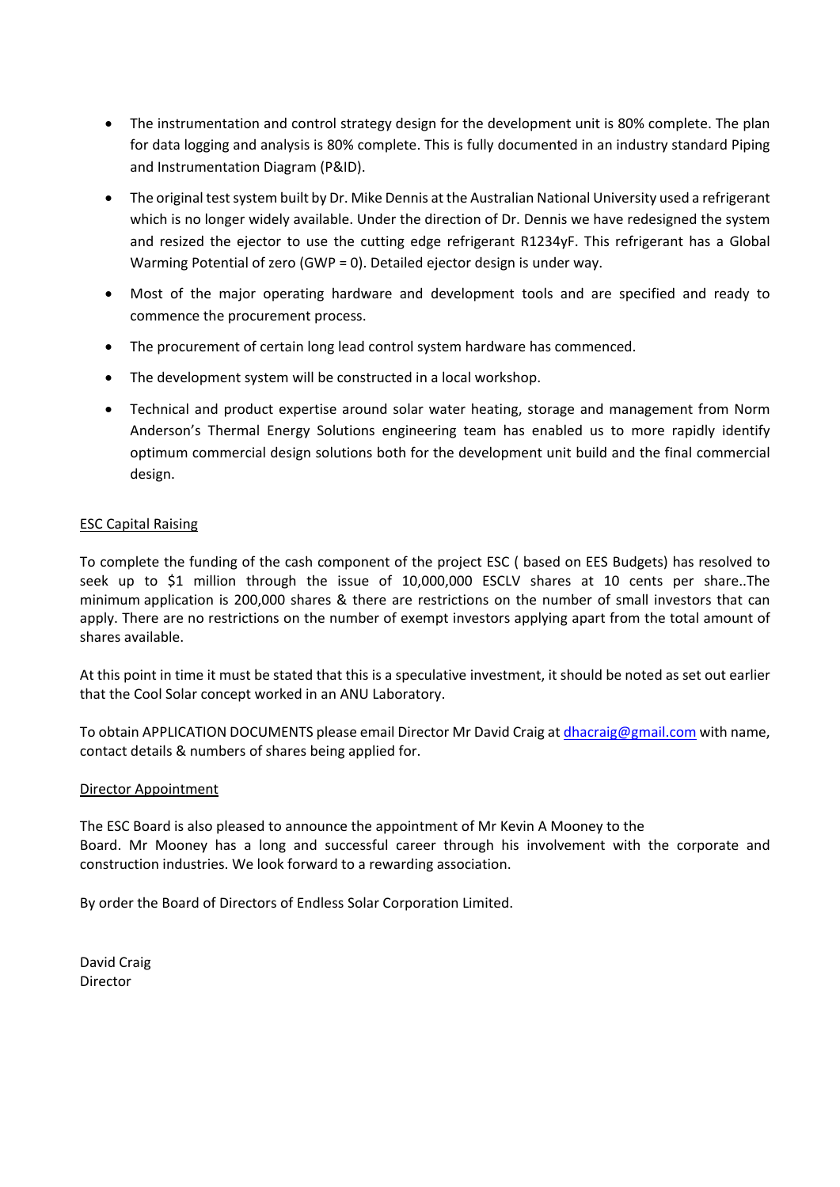- The instrumentation and control strategy design for the development unit is 80% complete. The plan for data logging and analysis is 80% complete. This is fully documented in an industry standard Piping and Instrumentation Diagram (P&ID).
- The original test system built by Dr. Mike Dennis at the Australian National University used a refrigerant which is no longer widely available. Under the direction of Dr. Dennis we have redesigned the system and resized the ejector to use the cutting edge refrigerant R1234yF. This refrigerant has a Global Warming Potential of zero (GWP = 0). Detailed ejector design is under way.
- Most of the major operating hardware and development tools and are specified and ready to commence the procurement process.
- The procurement of certain long lead control system hardware has commenced.
- The development system will be constructed in a local workshop.
- Technical and product expertise around solar water heating, storage and management from Norm Anderson's Thermal Energy Solutions engineering team has enabled us to more rapidly identify optimum commercial design solutions both for the development unit build and the final commercial design.

<u>ESC Capital Raising</u>

To complete the funding of the cash component of the project ESC ( based on EES Budgets) has resolved to seek up to $1 million through the issue of 10,000,000 ESCLV shares at 10 cents per share..The minimum application is 200,000 shares & there are restrictions on the number of small investors that can apply. There are no restrictions on the number of exempt investors applying apart from the total amount of shares available.

At this point in time it must be stated that this is a speculative investment, it should be noted as set out earlier that the Cool Solar concept worked in an ANU Laboratory.

To obtain APPLICATION DOCUMENTS please email Director Mr David Craig at dhacraig@gmail.com with name, contact details & numbers of shares being applied for.

<u>Director Appointment</u>

The ESC Board is also pleased to announce the appointment of Mr Kevin A Mooney to the Board. Mr Mooney has a long and successful career through his involvement with the corporate and construction industries. We look forward to a rewarding association.

By order the Board of Directors of Endless Solar Corporation Limited.

David Craig
Director